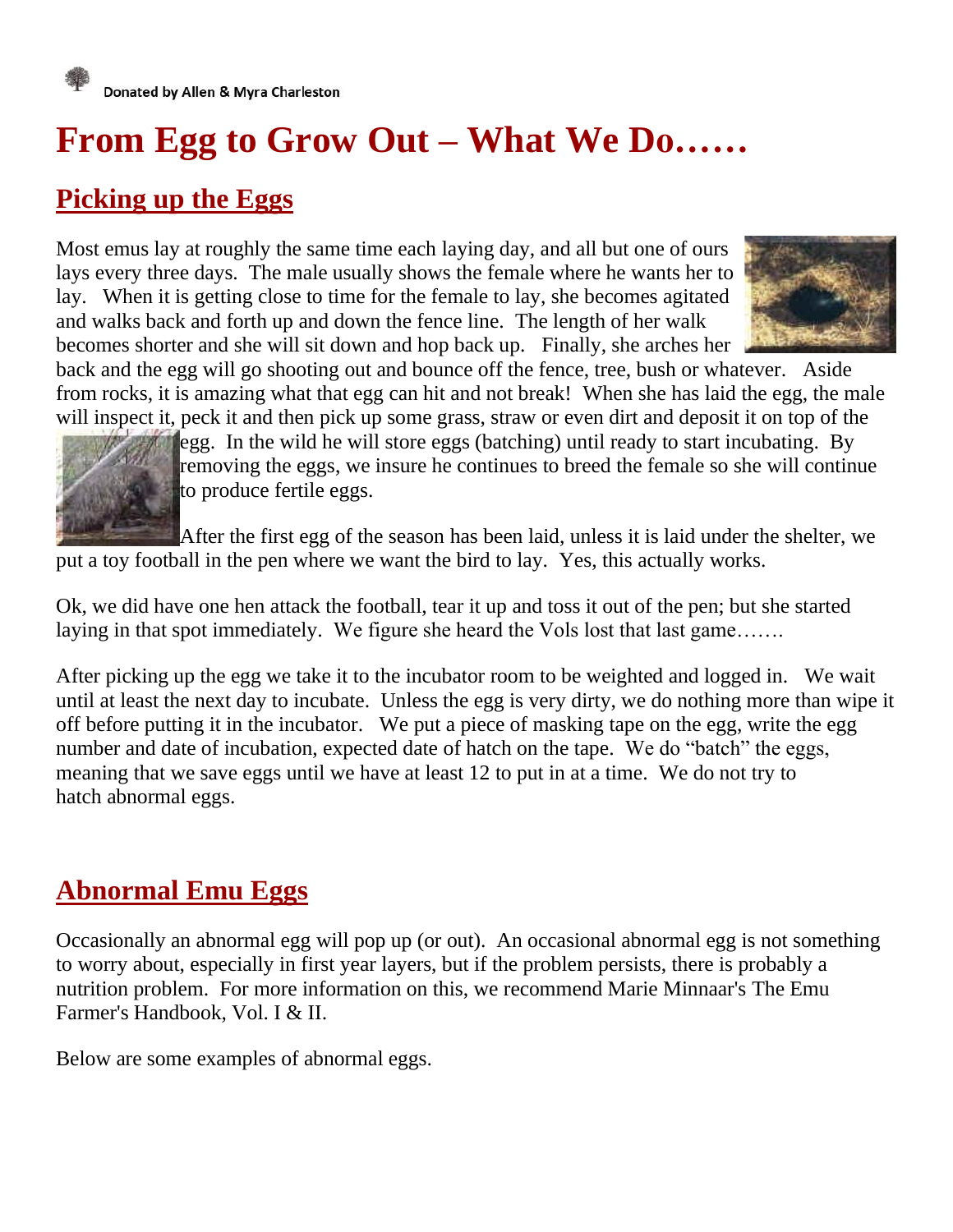Donated by Allen & Myra Charleston

# From Egg to Grow Out – What We Do……

## Picking up the Eggs

Most emus lay at roughly the same time each laying day, and all but one of ours lays every three days. The male usually shows the female where he wants her to lay. When it is getting close to time for the female to lay, she becomes agitated and walks back and forth up and down the fence line. The length of her walk becomes shorter and she will sit down and hop back up. Finally, she arches her back and the egg will go shooting out and bounce off the fence, tree, bush or whatever. Aside from rocks, it is amazing what that egg can hit and not break! When she has laid the egg, the male will inspect it, peck it and then pick up some grass, straw or even dirt and deposit it on top of the egg. In the wild he will store eggs (batching) until ready to start incubating. By removing the eggs, we insure he continues to breed the female so she will continue to produce fertile eggs.

After the first egg of the season has been laid, unless it is laid under the shelter, we put a toy football in the pen where we want the bird to lay. Yes, this actually works.

Ok, we did have one hen attack the football, tear it up and toss it out of the pen; but she started laying in that spot immediately. We figure she heard the Vols lost that last game…….

After picking up the egg we take it to the incubator room to be weighted and logged in. We wait until at least the next day to incubate. Unless the egg is very dirty, we do nothing more than wipe it off before putting it in the incubator. We put a piece of masking tape on the egg, write the egg number and date of incubation, expected date of hatch on the tape. We do "batch" the eggs, meaning that we save eggs until we have at least 12 to put in at a time. We do not try to hatch abnormal eggs.

## Abnormal Emu Eggs

Occasionally an abnormal egg will pop up (or out). An occasional abnormal egg is not something to worry about, especially in first year layers, but if the problem persists, there is probably a nutrition problem. For more information on this, we recommend Marie Minnaar's The Emu Farmer's Handbook, Vol. I & II.

Below are some examples of abnormal eggs.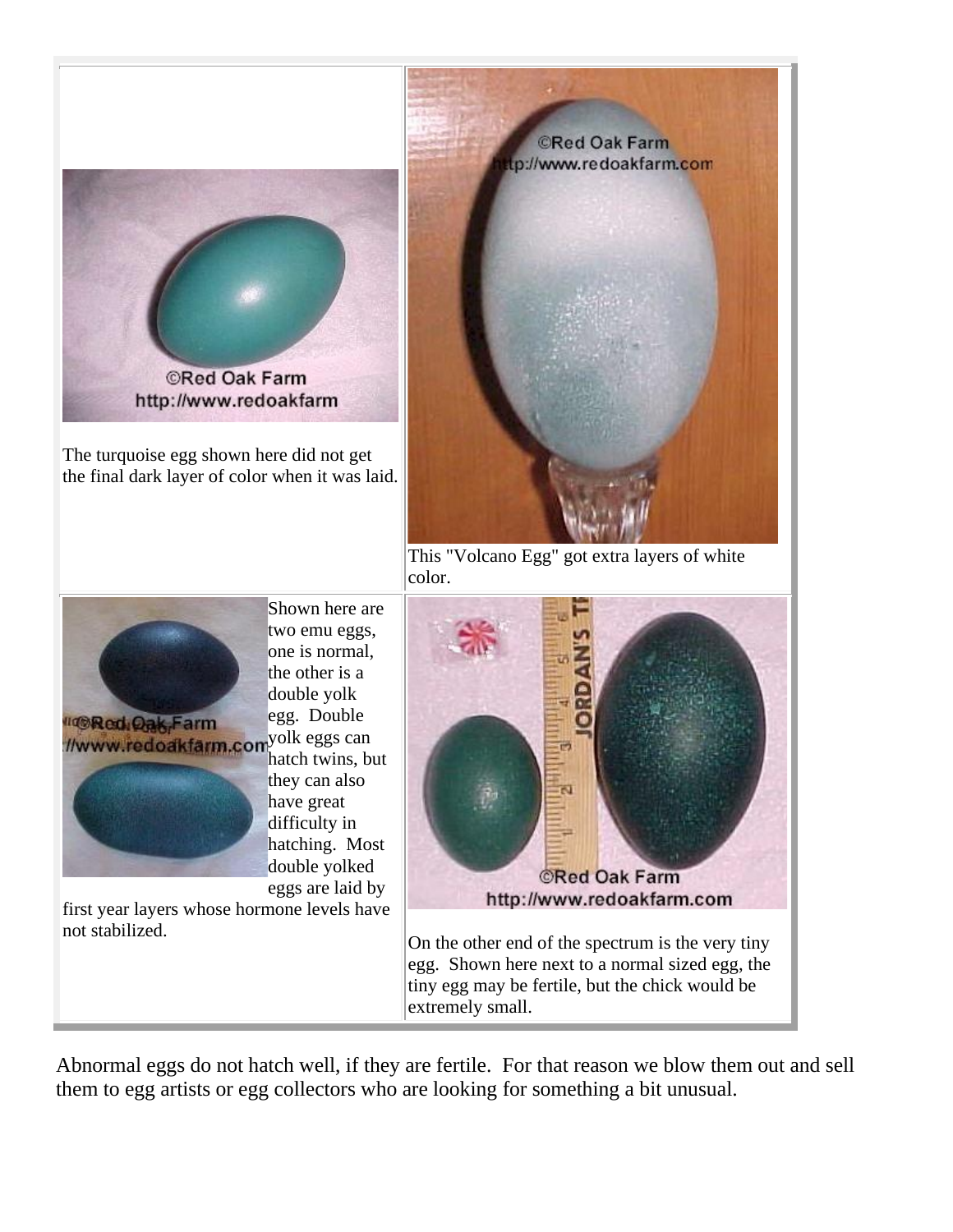The turquoise egg shown here did not get the final dark layer of color when it was laid.

This "Volcano Egg" got extra layers of white color.

Shown here are two emu eggs, one is normal, the other is a double yolk egg. Double yolk eggs can hatch twins, but they can also have great difficulty in hatching. Most double yolked eggs are laid by first year layers whose hormone levels have not stabilized.

On the other end of the spectrum is the very tiny egg. Shown here next to a normal sized egg, the tiny egg may be fertile, but the chick would be extremely small.

Abnormal eggs do not hatch well, if they are fertile. For that reason we blow them out and sell them to egg artists or egg collectors who are looking for something a bit unusual.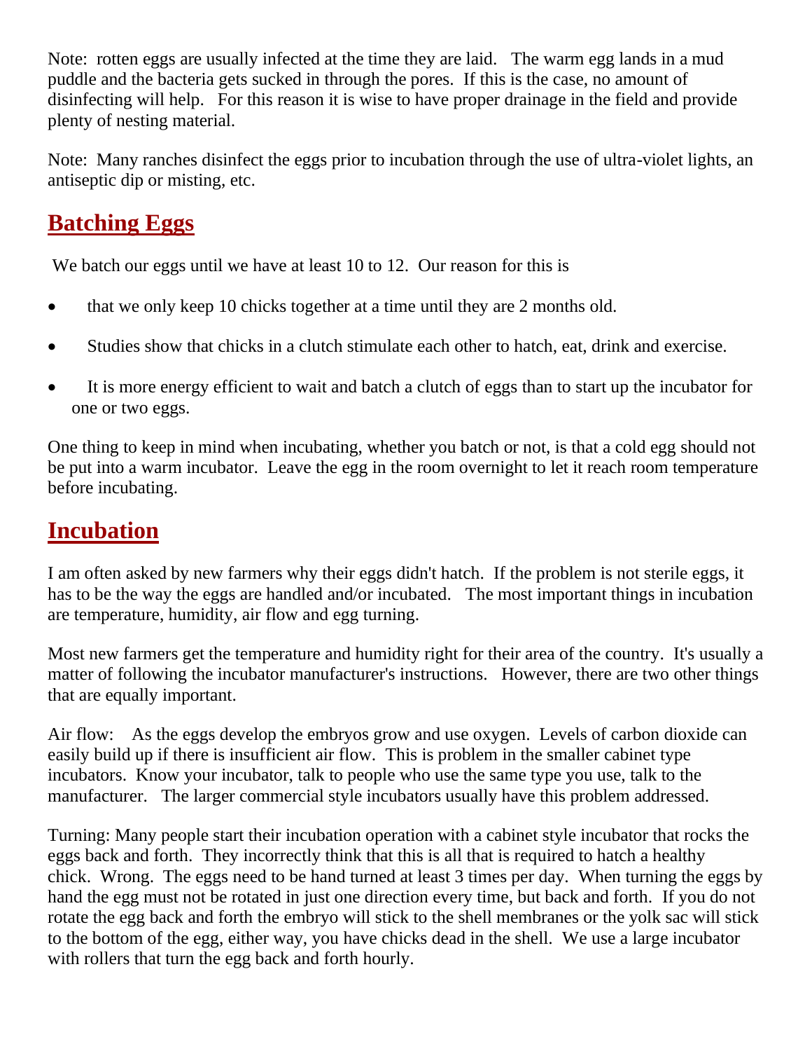Note: rotten eggs are usually infected at the time they are laid. The warm egg lands in a mud puddle and the bacteria gets sucked in through the pores. If this is the case, no amount of disinfecting will help. For this reason it is wise to have proper drainage in the field and provide plenty of nesting material.

Note: Many ranches disinfect the eggs prior to incubation through the use of ultra-violet lights, an antiseptic dip or misting, etc.

## Batching Eggs

We batch our eggs until we have at least 10 to 12. Our reason for this is

- that we only keep 10 chicks together at a time until they are 2 months old.
- Studies show that chicks in a clutch stimulate each other to hatch, eat, drink and exercise.
- It is more energy efficient to wait and batch a clutch of eggs than to start up the incubator for one or two eggs.

One thing to keep in mind when incubating, whether you batch or not, is that a cold egg should not be put into a warm incubator. Leave the egg in the room overnight to let it reach room temperature before incubating.

## Incubation

I am often asked by new farmers why their eggs didn't hatch. If the problem is not sterile eggs, it has to be the way the eggs are handled and/or incubated. The most important things in incubation are temperature, humidity, air flow and egg turning.

Most new farmers get the temperature and humidity right for their area of the country. It's usually a matter of following the incubator manufacturer's instructions. However, there are two other things that are equally important.

Air flow: As the eggs develop the embryos grow and use oxygen. Levels of carbon dioxide can easily build up if there is insufficient air flow. This is problem in the smaller cabinet type incubators. Know your incubator, talk to people who use the same type you use, talk to the manufacturer. The larger commercial style incubators usually have this problem addressed.

Turning: Many people start their incubation operation with a cabinet style incubator that rocks the eggs back and forth. They incorrectly think that this is all that is required to hatch a healthy chick. Wrong. The eggs need to be hand turned at least 3 times per day. When turning the eggs by hand the egg must not be rotated in just one direction every time, but back and forth. If you do not rotate the egg back and forth the embryo will stick to the shell membranes or the yolk sac will stick to the bottom of the egg, either way, you have chicks dead in the shell. We use a large incubator with rollers that turn the egg back and forth hourly.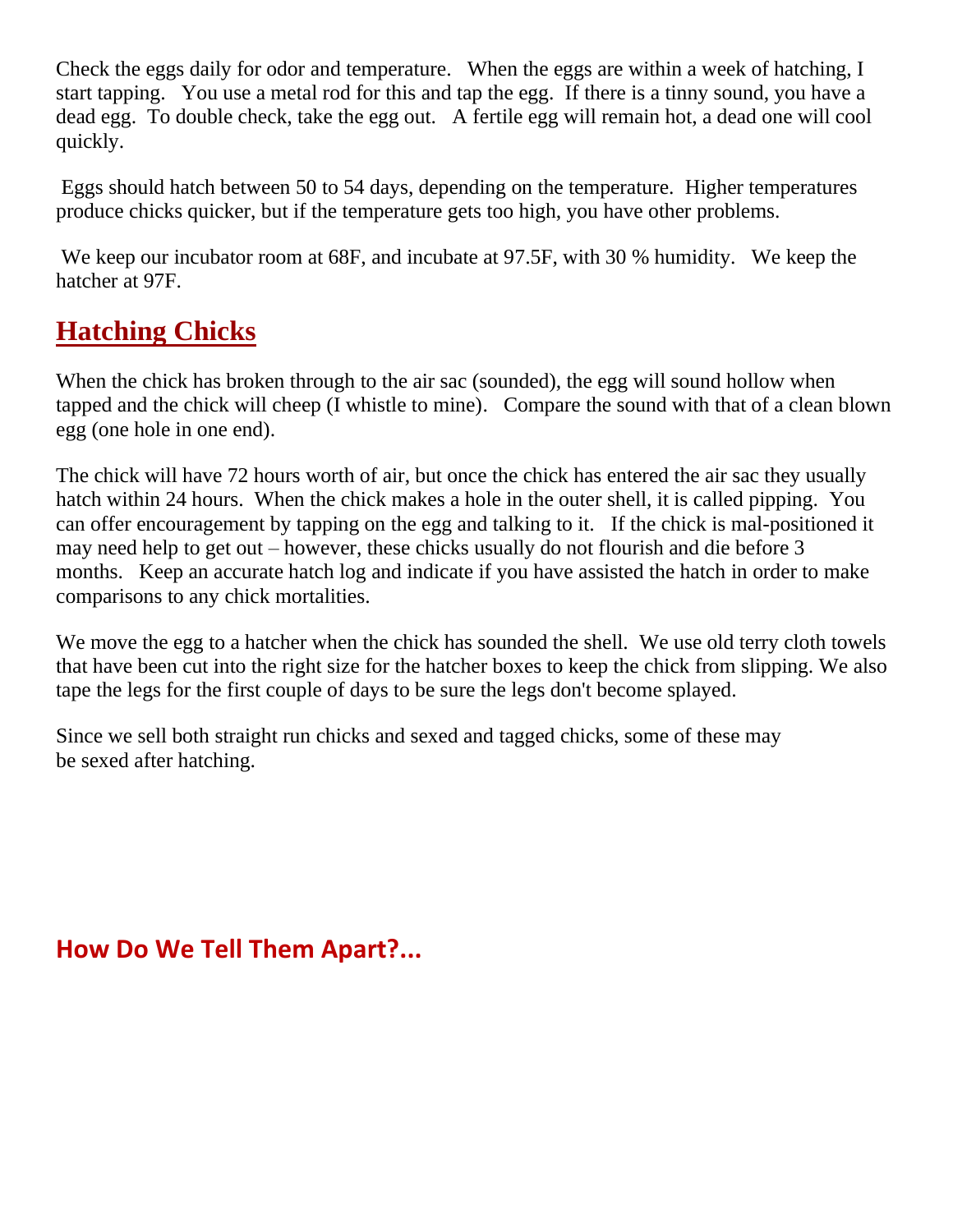Check the eggs daily for odor and temperature. When the eggs are within a week of hatching, I start tapping. You use a metal rod for this and tap the egg. If there is a tinny sound, you have a dead egg. To double check, take the egg out. A fertile egg will remain hot, a dead one will cool quickly.

Eggs should hatch between 50 to 54 days, depending on the temperature. Higher temperatures produce chicks quicker, but if the temperature gets too high, you have other problems.

We keep our incubator room at 68F, and incubate at 97.5F, with 30 % humidity. We keep the hatcher at 97F.

## Hatching Chicks

When the chick has broken through to the air sac (sounded), the egg will sound hollow when tapped and the chick will cheep (I whistle to mine). Compare the sound with that of a clean blown egg (one hole in one end).

The chick will have 72 hours worth of air, but once the chick has entered the air sac they usually hatch within 24 hours. When the chick makes a hole in the outer shell, it is called pipping. You can offer encouragement by tapping on the egg and talking to it. If the chick is mal-positioned it may need help to get out – however, these chicks usually do not flourish and die before 3 months. Keep an accurate hatch log and indicate if you have assisted the hatch in order to make comparisons to any chick mortalities.

We move the egg to a hatcher when the chick has sounded the shell. We use old terry cloth towels that have been cut into the right size for the hatcher boxes to keep the chick from slipping. We also tape the legs for the first couple of days to be sure the legs don't become splayed.

Since we sell both straight run chicks and sexed and tagged chicks, some of these may be sexed after hatching.

## How Do We Tell Them Apart?...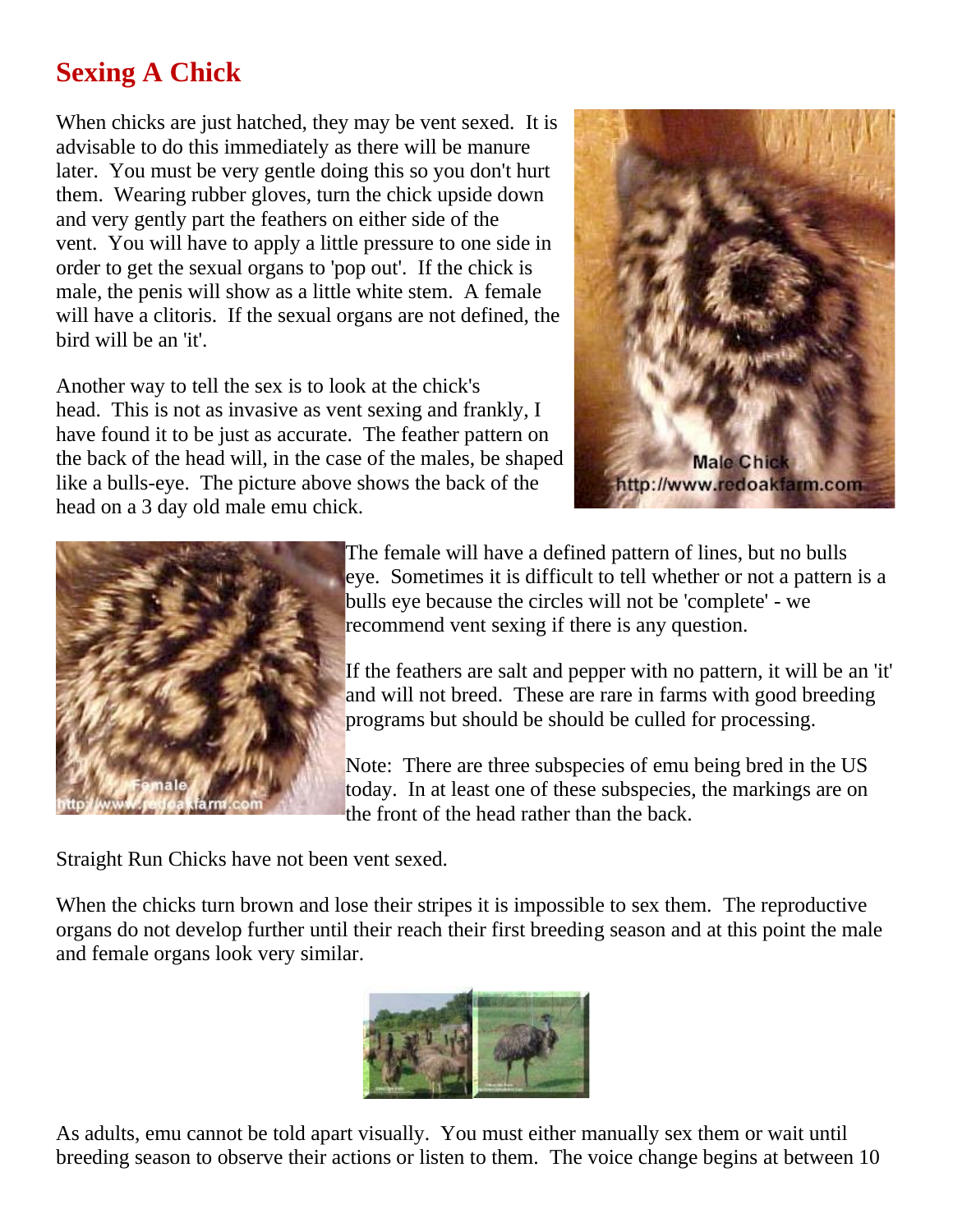## Sexing A Chick

When chicks are just hatched, they may be vent sexed. It is advisable to do this immediately as there will be manure later. You must be very gentle doing this so you don't hurt them. Wearing rubber gloves, turn the chick upside down and very gently part the feathers on either side of the vent. You will have to apply a little pressure to one side in order to get the sexual organs to 'pop out'. If the chick is male, the penis will show as a little white stem. A female will have a clitoris. If the sexual organs are not defined, the bird will be an 'it'.

Another way to tell the sex is to look at the chick's head. This is not as invasive as vent sexing and frankly, I have found it to be just as accurate. The feather pattern on the back of the head will, in the case of the males, be shaped like a bulls-eye. The picture above shows the back of the head on a 3 day old male emu chick.

Male Chick
http://www.redoakfarm.com

Female
http://www.redoakfarm.com

The female will have a defined pattern of lines, but no bulls eye. Sometimes it is difficult to tell whether or not a pattern is a bulls eye because the circles will not be 'complete' - we recommend vent sexing if there is any question.

If the feathers are salt and pepper with no pattern, it will be an 'it' and will not breed. These are rare in farms with good breeding programs but should be should be culled for processing.

Note: There are three subspecies of emu being bred in the US today. In at least one of these subspecies, the markings are on the front of the head rather than the back.

Straight Run Chicks have not been vent sexed.

When the chicks turn brown and lose their stripes it is impossible to sex them. The reproductive organs do not develop further until their reach their first breeding season and at this point the male and female organs look very similar.

As adults, emu cannot be told apart visually. You must either manually sex them or wait until breeding season to observe their actions or listen to them. The voice change begins at between 10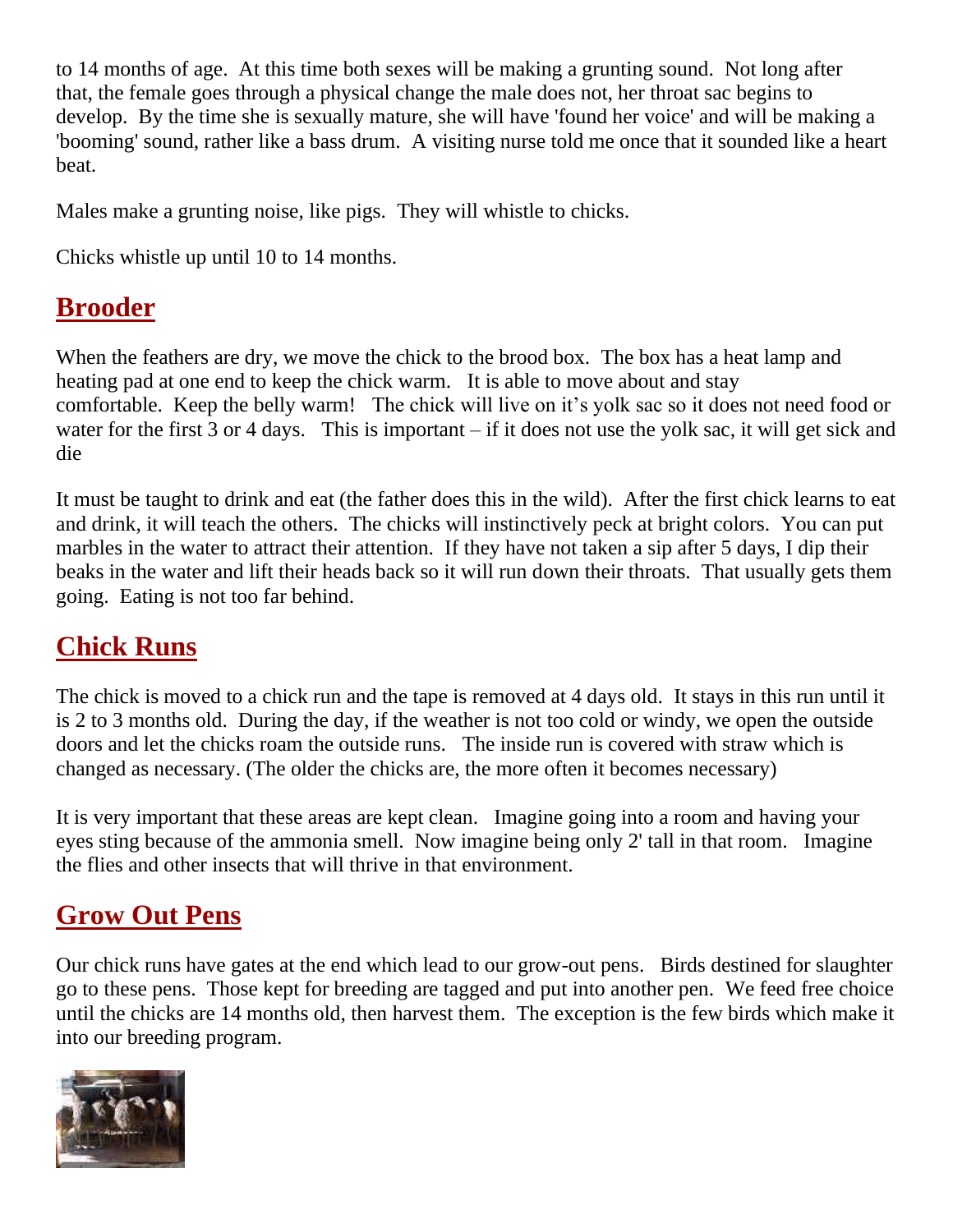to 14 months of age. At this time both sexes will be making a grunting sound. Not long after that, the female goes through a physical change the male does not, her throat sac begins to develop. By the time she is sexually mature, she will have 'found her voice' and will be making a 'booming' sound, rather like a bass drum. A visiting nurse told me once that it sounded like a heart beat.

Males make a grunting noise, like pigs. They will whistle to chicks.

Chicks whistle up until 10 to 14 months.

## Brooder

When the feathers are dry, we move the chick to the brood box. The box has a heat lamp and heating pad at one end to keep the chick warm. It is able to move about and stay comfortable. Keep the belly warm! The chick will live on it's yolk sac so it does not need food or water for the first 3 or 4 days. This is important – if it does not use the yolk sac, it will get sick and die

It must be taught to drink and eat (the father does this in the wild). After the first chick learns to eat and drink, it will teach the others. The chicks will instinctively peck at bright colors. You can put marbles in the water to attract their attention. If they have not taken a sip after 5 days, I dip their beaks in the water and lift their heads back so it will run down their throats. That usually gets them going. Eating is not too far behind.

## Chick Runs

The chick is moved to a chick run and the tape is removed at 4 days old. It stays in this run until it is 2 to 3 months old. During the day, if the weather is not too cold or windy, we open the outside doors and let the chicks roam the outside runs. The inside run is covered with straw which is changed as necessary. (The older the chicks are, the more often it becomes necessary)

It is very important that these areas are kept clean. Imagine going into a room and having your eyes sting because of the ammonia smell. Now imagine being only 2' tall in that room. Imagine the flies and other insects that will thrive in that environment.

## Grow Out Pens

Our chick runs have gates at the end which lead to our grow-out pens. Birds destined for slaughter go to these pens. Those kept for breeding are tagged and put into another pen. We feed free choice until the chicks are 14 months old, then harvest them. The exception is the few birds which make it into our breeding program.